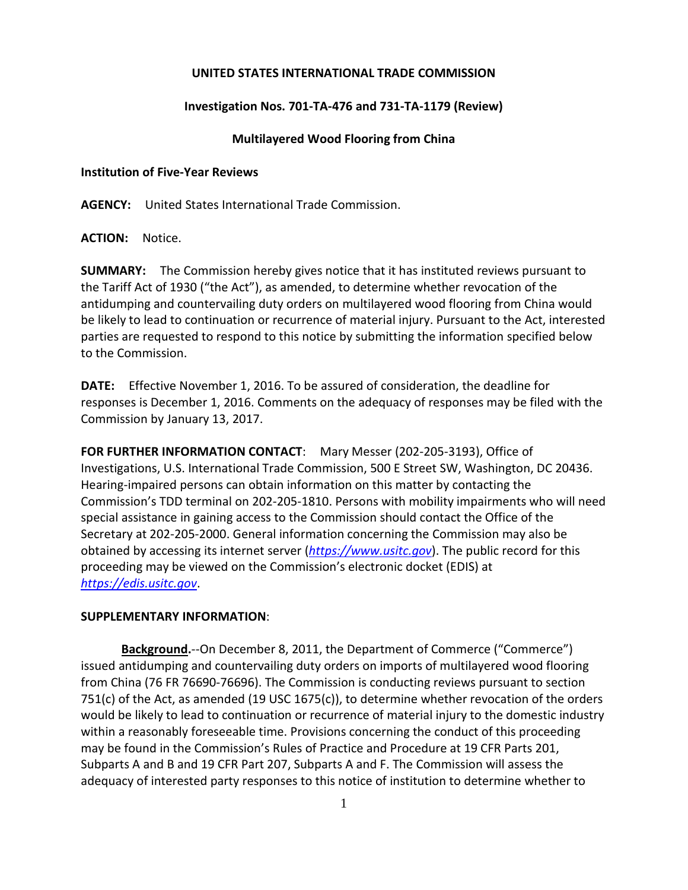**UNITED STATES INTERNATIONAL TRADE COMMISSION**

**Investigation Nos. 701-TA-476 and 731-TA-1179 (Review)**

**Multilayered Wood Flooring from China**

**Institution of Five-Year Reviews**

**AGENCY:** United States International Trade Commission.

**ACTION:** Notice.

**SUMMARY:** The Commission hereby gives notice that it has instituted reviews pursuant to the Tariff Act of 1930 ("the Act"), as amended, to determine whether revocation of the antidumping and countervailing duty orders on multilayered wood flooring from China would be likely to lead to continuation or recurrence of material injury. Pursuant to the Act, interested parties are requested to respond to this notice by submitting the information specified below to the Commission.

**DATE:** Effective November 1, 2016. To be assured of consideration, the deadline for responses is December 1, 2016. Comments on the adequacy of responses may be filed with the Commission by January 13, 2017.

**FOR FURTHER INFORMATION CONTACT**: Mary Messer (202-205-3193), Office of Investigations, U.S. International Trade Commission, 500 E Street SW, Washington, DC 20436. Hearing-impaired persons can obtain information on this matter by contacting the Commission's TDD terminal on 202-205-1810. Persons with mobility impairments who will need special assistance in gaining access to the Commission should contact the Office of the Secretary at 202-205-2000. General information concerning the Commission may also be obtained by accessing its internet server (*https://www.usitc.gov*). The public record for this proceeding may be viewed on the Commission's electronic docket (EDIS) at *https://edis.usitc.gov*.

**SUPPLEMENTARY INFORMATION**:

**Background.**--On December 8, 2011, the Department of Commerce ("Commerce") issued antidumping and countervailing duty orders on imports of multilayered wood flooring from China (76 FR 76690-76696). The Commission is conducting reviews pursuant to section 751(c) of the Act, as amended (19 USC 1675(c)), to determine whether revocation of the orders would be likely to lead to continuation or recurrence of material injury to the domestic industry within a reasonably foreseeable time. Provisions concerning the conduct of this proceeding may be found in the Commission's Rules of Practice and Procedure at 19 CFR Parts 201, Subparts A and B and 19 CFR Part 207, Subparts A and F. The Commission will assess the adequacy of interested party responses to this notice of institution to determine whether to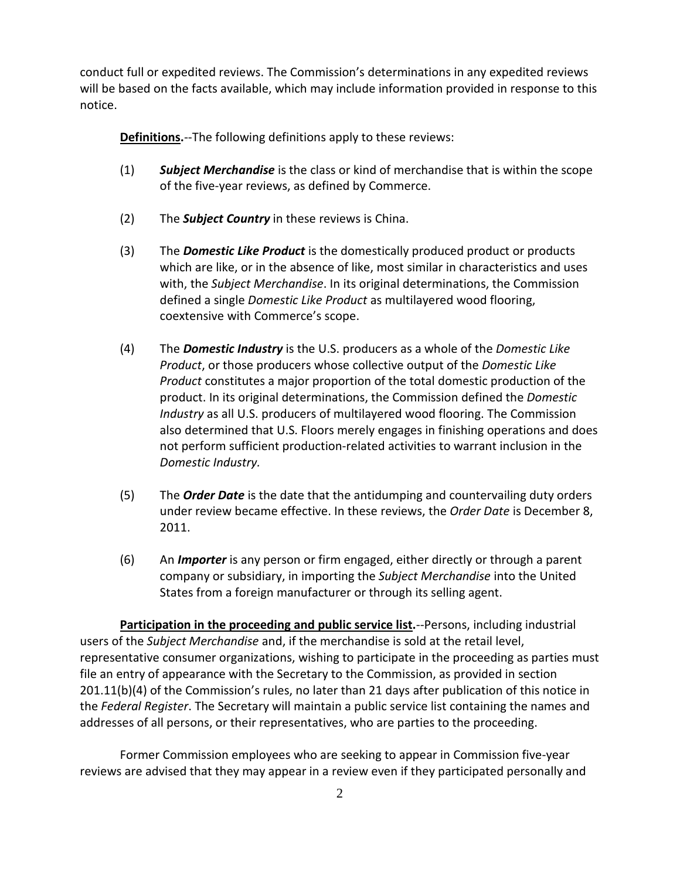conduct full or expedited reviews. The Commission's determinations in any expedited reviews will be based on the facts available, which may include information provided in response to this notice.

**Definitions.**--The following definitions apply to these reviews:

(1) ***Subject Merchandise*** is the class or kind of merchandise that is within the scope of the five-year reviews, as defined by Commerce.

(2) The ***Subject Country*** in these reviews is China.

(3) The ***Domestic Like Product*** is the domestically produced product or products which are like, or in the absence of like, most similar in characteristics and uses with, the *Subject Merchandise*. In its original determinations, the Commission defined a single *Domestic Like Product* as multilayered wood flooring, coextensive with Commerce's scope.

(4) The ***Domestic Industry*** is the U.S. producers as a whole of the *Domestic Like Product*, or those producers whose collective output of the *Domestic Like Product* constitutes a major proportion of the total domestic production of the product. In its original determinations, the Commission defined the *Domestic Industry* as all U.S. producers of multilayered wood flooring. The Commission also determined that U.S. Floors merely engages in finishing operations and does not perform sufficient production-related activities to warrant inclusion in the *Domestic Industry.*

(5) The ***Order Date*** is the date that the antidumping and countervailing duty orders under review became effective. In these reviews, the *Order Date* is December 8, 2011.

(6) An ***Importer*** is any person or firm engaged, either directly or through a parent company or subsidiary, in importing the *Subject Merchandise* into the United States from a foreign manufacturer or through its selling agent.

**Participation in the proceeding and public service list.**--Persons, including industrial users of the *Subject Merchandise* and, if the merchandise is sold at the retail level, representative consumer organizations, wishing to participate in the proceeding as parties must file an entry of appearance with the Secretary to the Commission, as provided in section 201.11(b)(4) of the Commission's rules, no later than 21 days after publication of this notice in the *Federal Register*. The Secretary will maintain a public service list containing the names and addresses of all persons, or their representatives, who are parties to the proceeding.

Former Commission employees who are seeking to appear in Commission five-year reviews are advised that they may appear in a review even if they participated personally and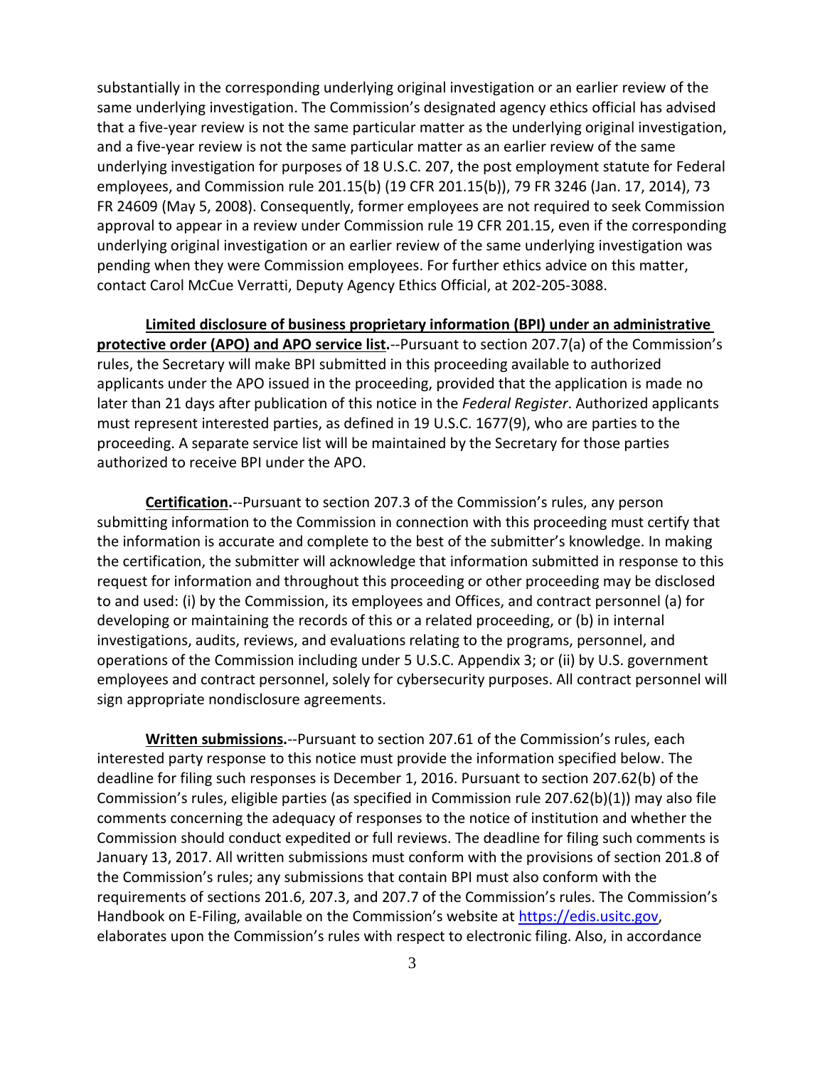substantially in the corresponding underlying original investigation or an earlier review of the same underlying investigation. The Commission's designated agency ethics official has advised that a five-year review is not the same particular matter as the underlying original investigation, and a five-year review is not the same particular matter as an earlier review of the same underlying investigation for purposes of 18 U.S.C. 207, the post employment statute for Federal employees, and Commission rule 201.15(b) (19 CFR 201.15(b)), 79 FR 3246 (Jan. 17, 2014), 73 FR 24609 (May 5, 2008). Consequently, former employees are not required to seek Commission approval to appear in a review under Commission rule 19 CFR 201.15, even if the corresponding underlying original investigation or an earlier review of the same underlying investigation was pending when they were Commission employees. For further ethics advice on this matter, contact Carol McCue Verratti, Deputy Agency Ethics Official, at 202-205-3088.

**Limited disclosure of business proprietary information (BPI) under an administrative protective order (APO) and APO service list.**--Pursuant to section 207.7(a) of the Commission's rules, the Secretary will make BPI submitted in this proceeding available to authorized applicants under the APO issued in the proceeding, provided that the application is made no later than 21 days after publication of this notice in the *Federal Register*. Authorized applicants must represent interested parties, as defined in 19 U.S.C. 1677(9), who are parties to the proceeding. A separate service list will be maintained by the Secretary for those parties authorized to receive BPI under the APO.

**Certification.**--Pursuant to section 207.3 of the Commission's rules, any person submitting information to the Commission in connection with this proceeding must certify that the information is accurate and complete to the best of the submitter's knowledge. In making the certification, the submitter will acknowledge that information submitted in response to this request for information and throughout this proceeding or other proceeding may be disclosed to and used: (i) by the Commission, its employees and Offices, and contract personnel (a) for developing or maintaining the records of this or a related proceeding, or (b) in internal investigations, audits, reviews, and evaluations relating to the programs, personnel, and operations of the Commission including under 5 U.S.C. Appendix 3; or (ii) by U.S. government employees and contract personnel, solely for cybersecurity purposes. All contract personnel will sign appropriate nondisclosure agreements.

**Written submissions.**--Pursuant to section 207.61 of the Commission's rules, each interested party response to this notice must provide the information specified below. The deadline for filing such responses is December 1, 2016. Pursuant to section 207.62(b) of the Commission's rules, eligible parties (as specified in Commission rule 207.62(b)(1)) may also file comments concerning the adequacy of responses to the notice of institution and whether the Commission should conduct expedited or full reviews. The deadline for filing such comments is January 13, 2017. All written submissions must conform with the provisions of section 201.8 of the Commission's rules; any submissions that contain BPI must also conform with the requirements of sections 201.6, 207.3, and 207.7 of the Commission's rules. The Commission's Handbook on E-Filing, available on the Commission's website at [https://edis.usitc.gov](https://edis.usitc.gov), elaborates upon the Commission's rules with respect to electronic filing. Also, in accordance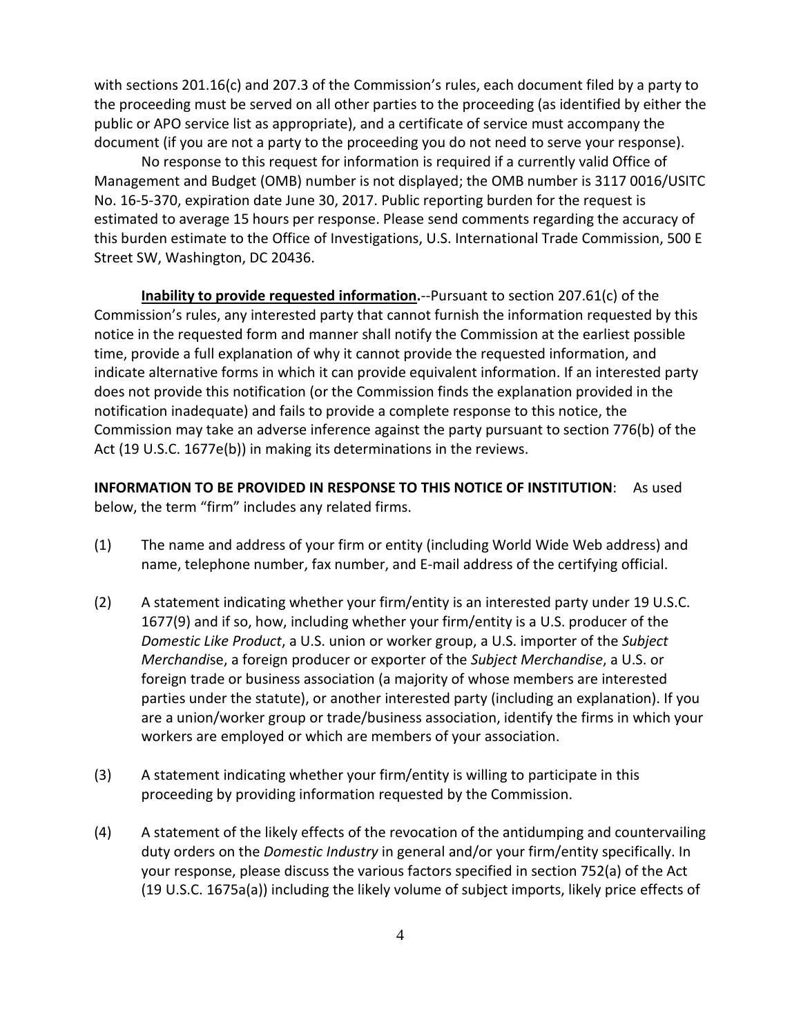with sections 201.16(c) and 207.3 of the Commission's rules, each document filed by a party to the proceeding must be served on all other parties to the proceeding (as identified by either the public or APO service list as appropriate), and a certificate of service must accompany the document (if you are not a party to the proceeding you do not need to serve your response).

No response to this request for information is required if a currently valid Office of Management and Budget (OMB) number is not displayed; the OMB number is 3117 0016/USITC No. 16-5-370, expiration date June 30, 2017. Public reporting burden for the request is estimated to average 15 hours per response. Please send comments regarding the accuracy of this burden estimate to the Office of Investigations, U.S. International Trade Commission, 500 E Street SW, Washington, DC 20436.

**Inability to provide requested information.**--Pursuant to section 207.61(c) of the Commission's rules, any interested party that cannot furnish the information requested by this notice in the requested form and manner shall notify the Commission at the earliest possible time, provide a full explanation of why it cannot provide the requested information, and indicate alternative forms in which it can provide equivalent information. If an interested party does not provide this notification (or the Commission finds the explanation provided in the notification inadequate) and fails to provide a complete response to this notice, the Commission may take an adverse inference against the party pursuant to section 776(b) of the Act (19 U.S.C. 1677e(b)) in making its determinations in the reviews.

**INFORMATION TO BE PROVIDED IN RESPONSE TO THIS NOTICE OF INSTITUTION**: As used below, the term "firm" includes any related firms.

(1) The name and address of your firm or entity (including World Wide Web address) and name, telephone number, fax number, and E-mail address of the certifying official.

(2) A statement indicating whether your firm/entity is an interested party under 19 U.S.C. 1677(9) and if so, how, including whether your firm/entity is a U.S. producer of the *Domestic Like Product*, a U.S. union or worker group, a U.S. importer of the *Subject Merchandise*, a foreign producer or exporter of the *Subject Merchandise*, a U.S. or foreign trade or business association (a majority of whose members are interested parties under the statute), or another interested party (including an explanation). If you are a union/worker group or trade/business association, identify the firms in which your workers are employed or which are members of your association.

(3) A statement indicating whether your firm/entity is willing to participate in this proceeding by providing information requested by the Commission.

(4) A statement of the likely effects of the revocation of the antidumping and countervailing duty orders on the *Domestic Industry* in general and/or your firm/entity specifically. In your response, please discuss the various factors specified in section 752(a) of the Act (19 U.S.C. 1675a(a)) including the likely volume of subject imports, likely price effects of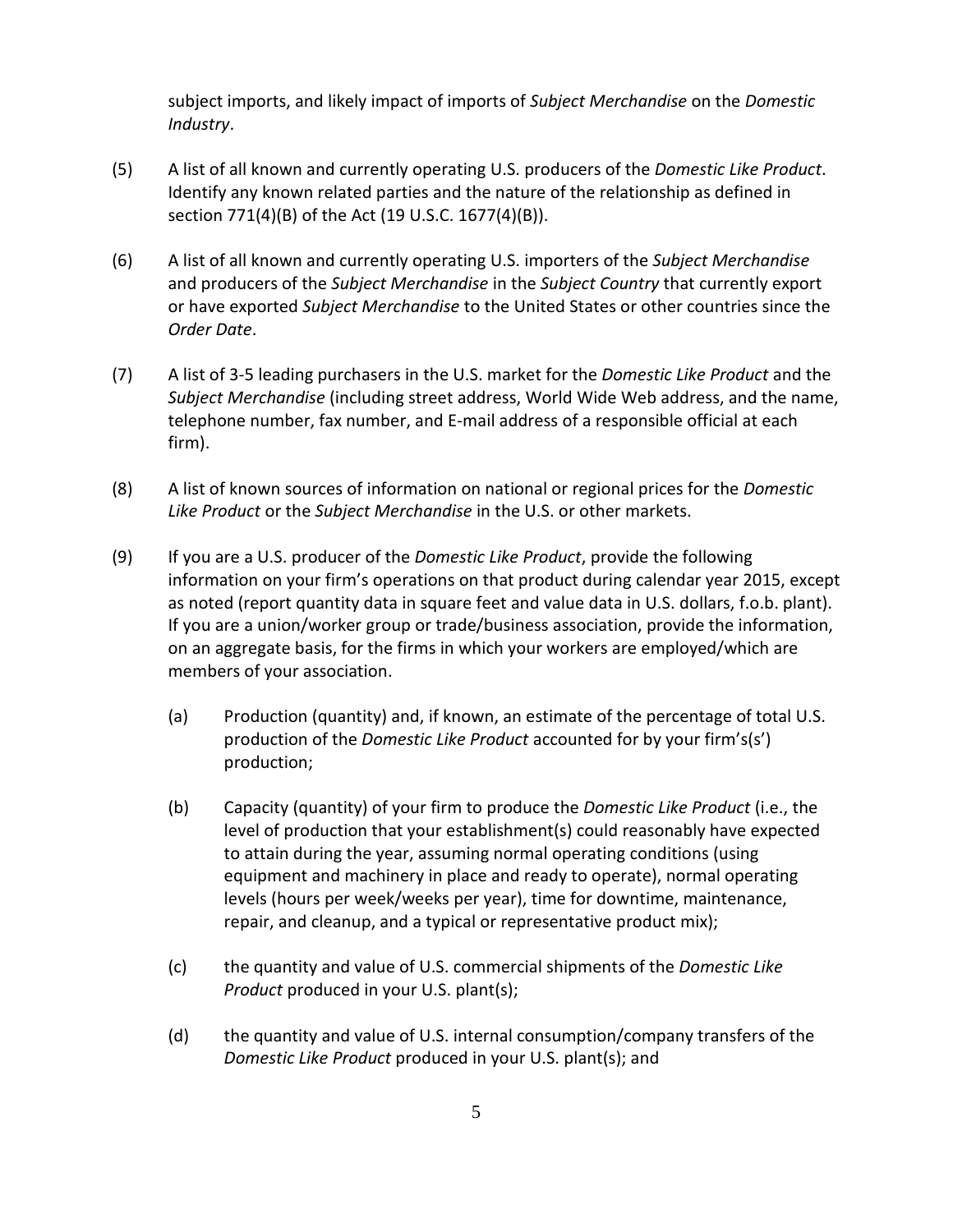subject imports, and likely impact of imports of *Subject Merchandise* on the *Domestic Industry*.

(5) A list of all known and currently operating U.S. producers of the *Domestic Like Product*. Identify any known related parties and the nature of the relationship as defined in section 771(4)(B) of the Act (19 U.S.C. 1677(4)(B)).

(6) A list of all known and currently operating U.S. importers of the *Subject Merchandise* and producers of the *Subject Merchandise* in the *Subject Country* that currently export or have exported *Subject Merchandise* to the United States or other countries since the *Order Date*.

(7) A list of 3-5 leading purchasers in the U.S. market for the *Domestic Like Product* and the *Subject Merchandise* (including street address, World Wide Web address, and the name, telephone number, fax number, and E-mail address of a responsible official at each firm).

(8) A list of known sources of information on national or regional prices for the *Domestic Like Product* or the *Subject Merchandise* in the U.S. or other markets.

(9) If you are a U.S. producer of the *Domestic Like Product*, provide the following information on your firm's operations on that product during calendar year 2015, except as noted (report quantity data in square feet and value data in U.S. dollars, f.o.b. plant). If you are a union/worker group or trade/business association, provide the information, on an aggregate basis, for the firms in which your workers are employed/which are members of your association.

  (a) Production (quantity) and, if known, an estimate of the percentage of total U.S. production of the *Domestic Like Product* accounted for by your firm's(s') production;

  (b) Capacity (quantity) of your firm to produce the *Domestic Like Product* (i.e., the level of production that your establishment(s) could reasonably have expected to attain during the year, assuming normal operating conditions (using equipment and machinery in place and ready to operate), normal operating levels (hours per week/weeks per year), time for downtime, maintenance, repair, and cleanup, and a typical or representative product mix);

  (c) the quantity and value of U.S. commercial shipments of the *Domestic Like Product* produced in your U.S. plant(s);

  (d) the quantity and value of U.S. internal consumption/company transfers of the *Domestic Like Product* produced in your U.S. plant(s); and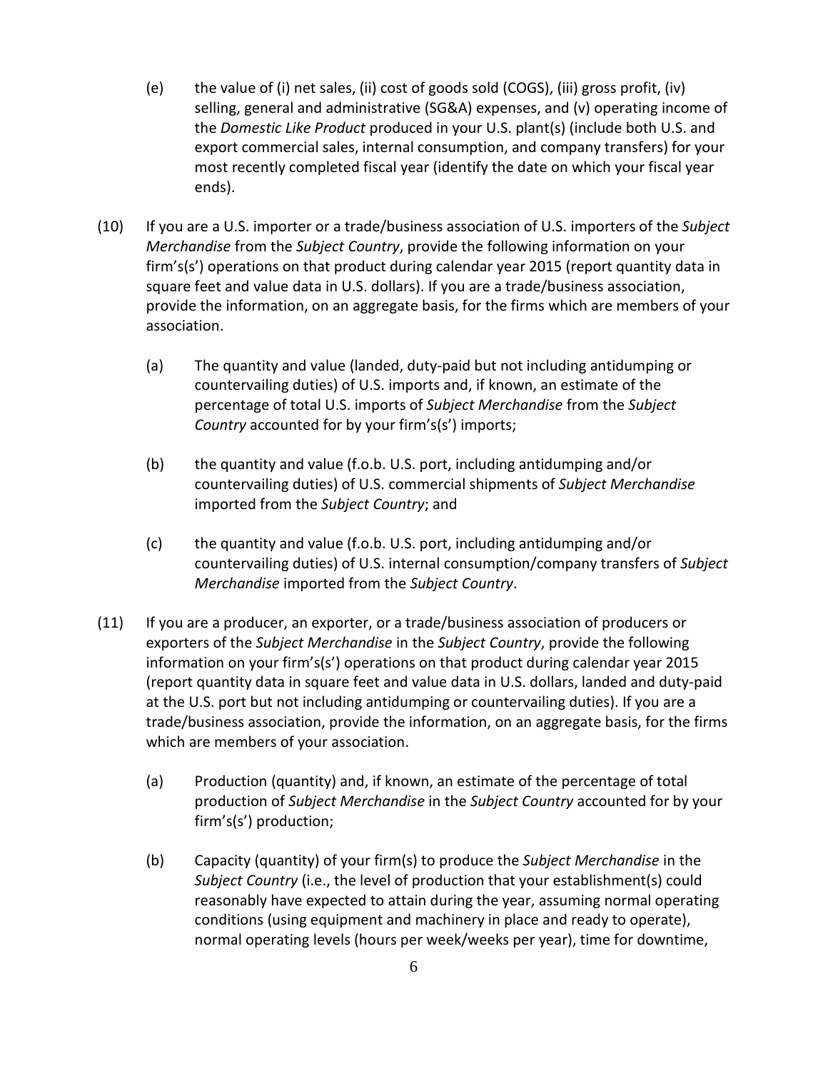(e) the value of (i) net sales, (ii) cost of goods sold (COGS), (iii) gross profit, (iv) selling, general and administrative (SG&A) expenses, and (v) operating income of the *Domestic Like Product* produced in your U.S. plant(s) (include both U.S. and export commercial sales, internal consumption, and company transfers) for your most recently completed fiscal year (identify the date on which your fiscal year ends).

(10) If you are a U.S. importer or a trade/business association of U.S. importers of the *Subject Merchandise* from the *Subject Country*, provide the following information on your firm's(s') operations on that product during calendar year 2015 (report quantity data in square feet and value data in U.S. dollars). If you are a trade/business association, provide the information, on an aggregate basis, for the firms which are members of your association.

(a) The quantity and value (landed, duty-paid but not including antidumping or countervailing duties) of U.S. imports and, if known, an estimate of the percentage of total U.S. imports of *Subject Merchandise* from the *Subject Country* accounted for by your firm's(s') imports;

(b) the quantity and value (f.o.b. U.S. port, including antidumping and/or countervailing duties) of U.S. commercial shipments of *Subject Merchandise* imported from the *Subject Country*; and

(c) the quantity and value (f.o.b. U.S. port, including antidumping and/or countervailing duties) of U.S. internal consumption/company transfers of *Subject Merchandise* imported from the *Subject Country*.

(11) If you are a producer, an exporter, or a trade/business association of producers or exporters of the *Subject Merchandise* in the *Subject Country*, provide the following information on your firm's(s') operations on that product during calendar year 2015 (report quantity data in square feet and value data in U.S. dollars, landed and duty-paid at the U.S. port but not including antidumping or countervailing duties). If you are a trade/business association, provide the information, on an aggregate basis, for the firms which are members of your association.

(a) Production (quantity) and, if known, an estimate of the percentage of total production of *Subject Merchandise* in the *Subject Country* accounted for by your firm's(s') production;

(b) Capacity (quantity) of your firm(s) to produce the *Subject Merchandise* in the *Subject Country* (i.e., the level of production that your establishment(s) could reasonably have expected to attain during the year, assuming normal operating conditions (using equipment and machinery in place and ready to operate), normal operating levels (hours per week/weeks per year), time for downtime,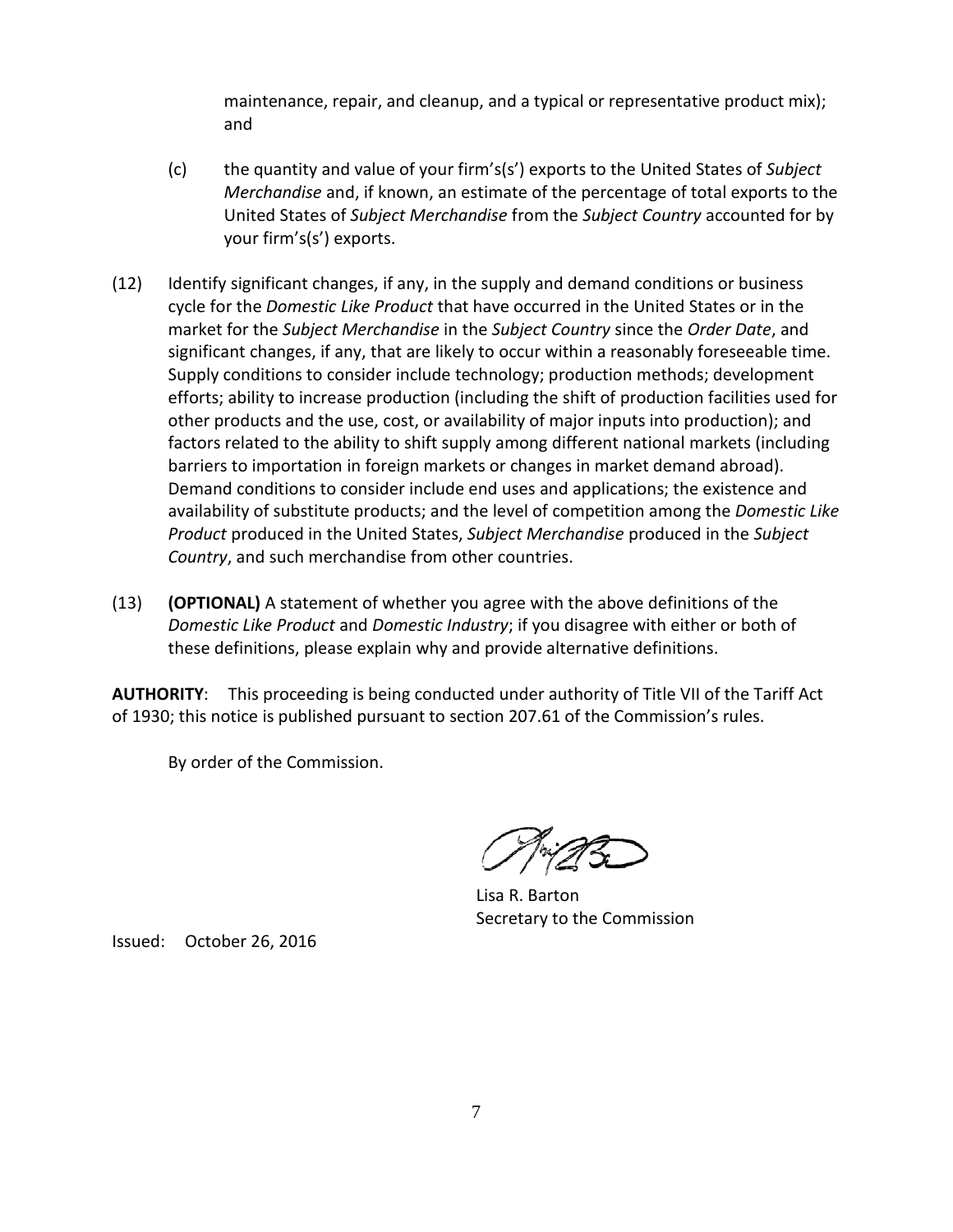maintenance, repair, and cleanup, and a typical or representative product mix); and

(c) the quantity and value of your firm's(s') exports to the United States of *Subject Merchandise* and, if known, an estimate of the percentage of total exports to the United States of *Subject Merchandise* from the *Subject Country* accounted for by your firm's(s') exports.

(12) Identify significant changes, if any, in the supply and demand conditions or business cycle for the *Domestic Like Product* that have occurred in the United States or in the market for the *Subject Merchandise* in the *Subject Country* since the *Order Date*, and significant changes, if any, that are likely to occur within a reasonably foreseeable time. Supply conditions to consider include technology; production methods; development efforts; ability to increase production (including the shift of production facilities used for other products and the use, cost, or availability of major inputs into production); and factors related to the ability to shift supply among different national markets (including barriers to importation in foreign markets or changes in market demand abroad). Demand conditions to consider include end uses and applications; the existence and availability of substitute products; and the level of competition among the *Domestic Like Product* produced in the United States, *Subject Merchandise* produced in the *Subject Country*, and such merchandise from other countries.

(13) **(OPTIONAL)** A statement of whether you agree with the above definitions of the *Domestic Like Product* and *Domestic Industry*; if you disagree with either or both of these definitions, please explain why and provide alternative definitions.

**AUTHORITY**: This proceeding is being conducted under authority of Title VII of the Tariff Act of 1930; this notice is published pursuant to section 207.61 of the Commission's rules.

By order of the Commission.

Lisa R. Barton
Secretary to the Commission

Issued: October 26, 2016